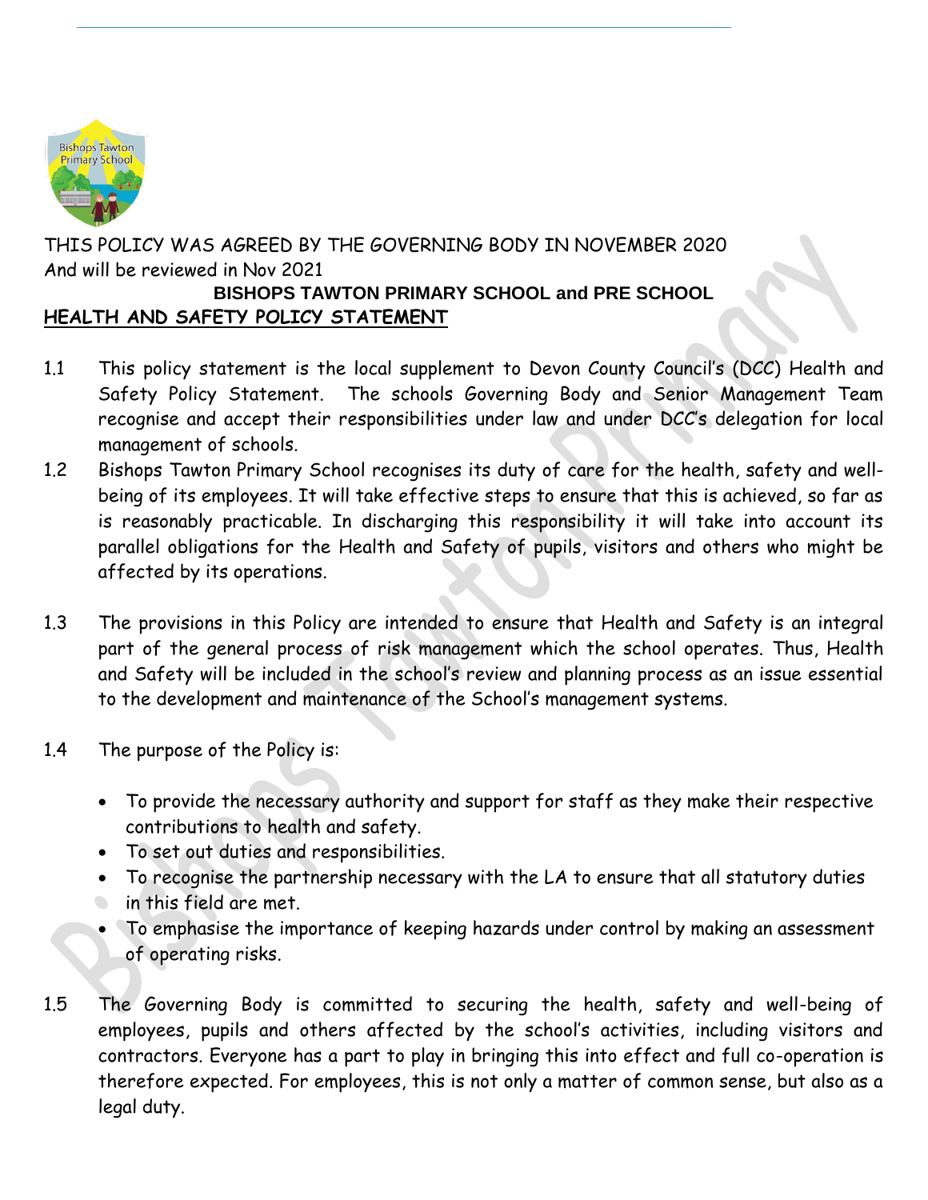THIS POLICY WAS AGREED BY THE GOVERNING BODY IN NOVEMBER 2020
And will be reviewed in Nov 2021

**BISHOPS TAWTON PRIMARY SCHOOL and PRE SCHOOL**

**HEALTH AND SAFETY POLICY STATEMENT**

1.1 This policy statement is the local supplement to Devon County Council's (DCC) Health and Safety Policy Statement. The schools Governing Body and Senior Management Team recognise and accept their responsibilities under law and under DCC's delegation for local management of schools.

1.2 Bishops Tawton Primary School recognises its duty of care for the health, safety and well-being of its employees. It will take effective steps to ensure that this is achieved, so far as is reasonably practicable. In discharging this responsibility it will take into account its parallel obligations for the Health and Safety of pupils, visitors and others who might be affected by its operations.

1.3 The provisions in this Policy are intended to ensure that Health and Safety is an integral part of the general process of risk management which the school operates. Thus, Health and Safety will be included in the school's review and planning process as an issue essential to the development and maintenance of the School's management systems.

1.4 The purpose of the Policy is:

- To provide the necessary authority and support for staff as they make their respective contributions to health and safety.
- To set out duties and responsibilities.
- To recognise the partnership necessary with the LA to ensure that all statutory duties in this field are met.
- To emphasise the importance of keeping hazards under control by making an assessment of operating risks.

1.5 The Governing Body is committed to securing the health, safety and well-being of employees, pupils and others affected by the school's activities, including visitors and contractors. Everyone has a part to play in bringing this into effect and full co-operation is therefore expected. For employees, this is not only a matter of common sense, but also as a legal duty.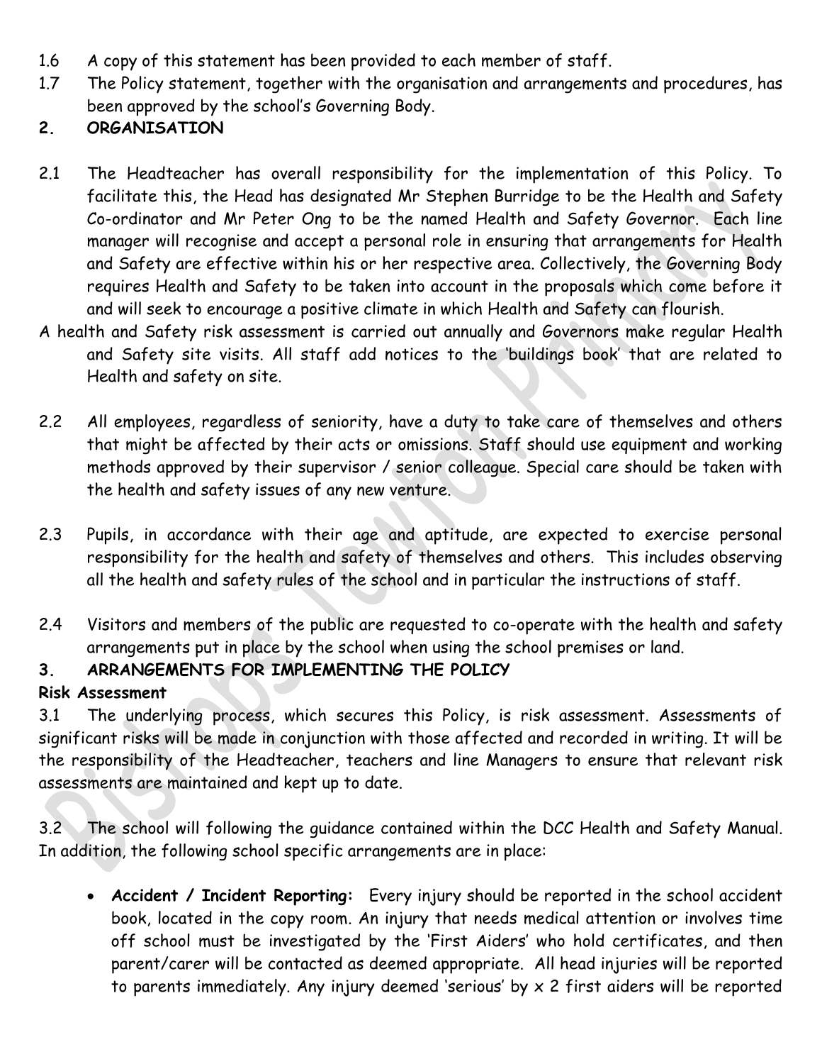1.6 A copy of this statement has been provided to each member of staff.

1.7 The Policy statement, together with the organisation and arrangements and procedures, has been approved by the school's Governing Body.

## 2. ORGANISATION

2.1 The Headteacher has overall responsibility for the implementation of this Policy. To facilitate this, the Head has designated Mr Stephen Burridge to be the Health and Safety Co-ordinator and Mr Peter Ong to be the named Health and Safety Governor. Each line manager will recognise and accept a personal role in ensuring that arrangements for Health and Safety are effective within his or her respective area. Collectively, the Governing Body requires Health and Safety to be taken into account in the proposals which come before it and will seek to encourage a positive climate in which Health and Safety can flourish.

A health and Safety risk assessment is carried out annually and Governors make regular Health and Safety site visits. All staff add notices to the 'buildings book' that are related to Health and safety on site.

2.2 All employees, regardless of seniority, have a duty to take care of themselves and others that might be affected by their acts or omissions. Staff should use equipment and working methods approved by their supervisor / senior colleague. Special care should be taken with the health and safety issues of any new venture.

2.3 Pupils, in accordance with their age and aptitude, are expected to exercise personal responsibility for the health and safety of themselves and others. This includes observing all the health and safety rules of the school and in particular the instructions of staff.

2.4 Visitors and members of the public are requested to co-operate with the health and safety arrangements put in place by the school when using the school premises or land.

## 3. ARRANGEMENTS FOR IMPLEMENTING THE POLICY

**Risk Assessment**

3.1 The underlying process, which secures this Policy, is risk assessment. Assessments of significant risks will be made in conjunction with those affected and recorded in writing. It will be the responsibility of the Headteacher, teachers and line Managers to ensure that relevant risk assessments are maintained and kept up to date.

3.2 The school will following the guidance contained within the DCC Health and Safety Manual. In addition, the following school specific arrangements are in place:

- **Accident / Incident Reporting:** Every injury should be reported in the school accident book, located in the copy room. An injury that needs medical attention or involves time off school must be investigated by the 'First Aiders' who hold certificates, and then parent/carer will be contacted as deemed appropriate. All head injuries will be reported to parents immediately. Any injury deemed 'serious' by x 2 first aiders will be reported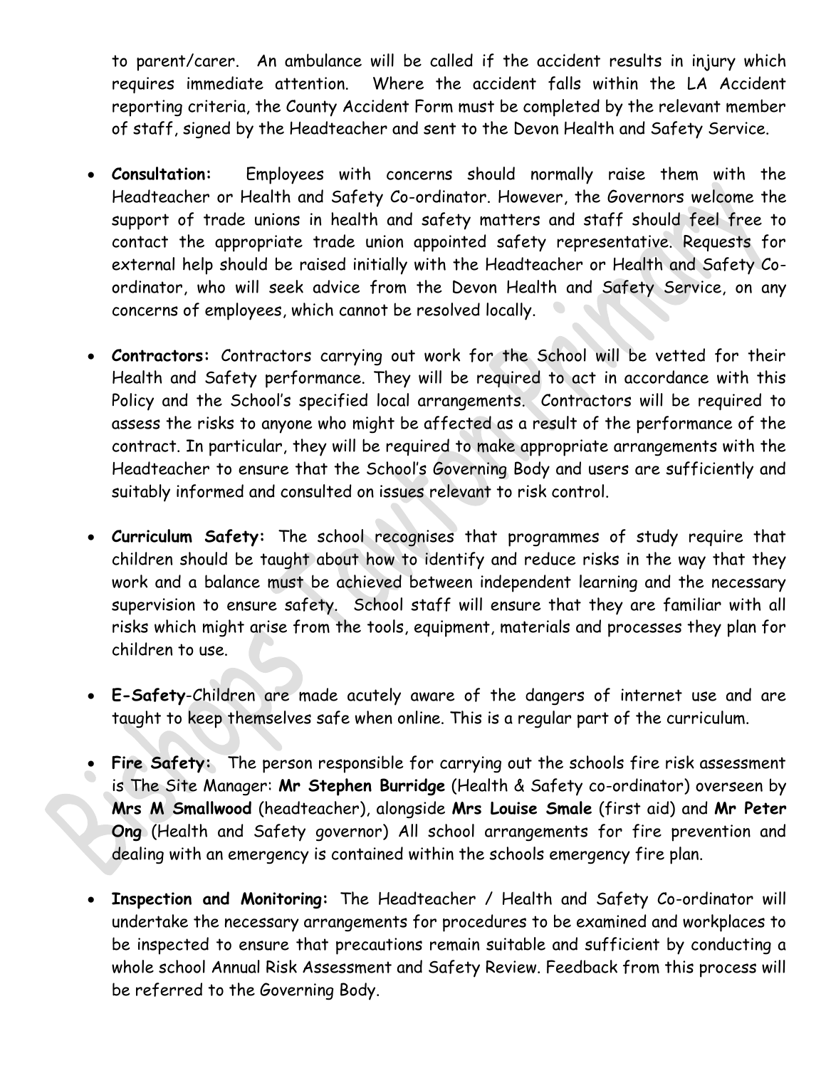to parent/carer. An ambulance will be called if the accident results in injury which requires immediate attention. Where the accident falls within the LA Accident reporting criteria, the County Accident Form must be completed by the relevant member of staff, signed by the Headteacher and sent to the Devon Health and Safety Service.

- **Consultation:** Employees with concerns should normally raise them with the Headteacher or Health and Safety Co-ordinator. However, the Governors welcome the support of trade unions in health and safety matters and staff should feel free to contact the appropriate trade union appointed safety representative. Requests for external help should be raised initially with the Headteacher or Health and Safety Co-ordinator, who will seek advice from the Devon Health and Safety Service, on any concerns of employees, which cannot be resolved locally.

- **Contractors:** Contractors carrying out work for the School will be vetted for their Health and Safety performance. They will be required to act in accordance with this Policy and the School's specified local arrangements. Contractors will be required to assess the risks to anyone who might be affected as a result of the performance of the contract. In particular, they will be required to make appropriate arrangements with the Headteacher to ensure that the School's Governing Body and users are sufficiently and suitably informed and consulted on issues relevant to risk control.

- **Curriculum Safety:** The school recognises that programmes of study require that children should be taught about how to identify and reduce risks in the way that they work and a balance must be achieved between independent learning and the necessary supervision to ensure safety. School staff will ensure that they are familiar with all risks which might arise from the tools, equipment, materials and processes they plan for children to use.

- **E-Safety**-Children are made acutely aware of the dangers of internet use and are taught to keep themselves safe when online. This is a regular part of the curriculum.

- **Fire Safety:** The person responsible for carrying out the schools fire risk assessment is The Site Manager: **Mr Stephen Burridge** (Health & Safety co-ordinator) overseen by **Mrs M Smallwood** (headteacher), alongside **Mrs Louise Smale** (first aid) and **Mr Peter Ong** (Health and Safety governor) All school arrangements for fire prevention and dealing with an emergency is contained within the schools emergency fire plan.

- **Inspection and Monitoring:** The Headteacher / Health and Safety Co-ordinator will undertake the necessary arrangements for procedures to be examined and workplaces to be inspected to ensure that precautions remain suitable and sufficient by conducting a whole school Annual Risk Assessment and Safety Review. Feedback from this process will be referred to the Governing Body.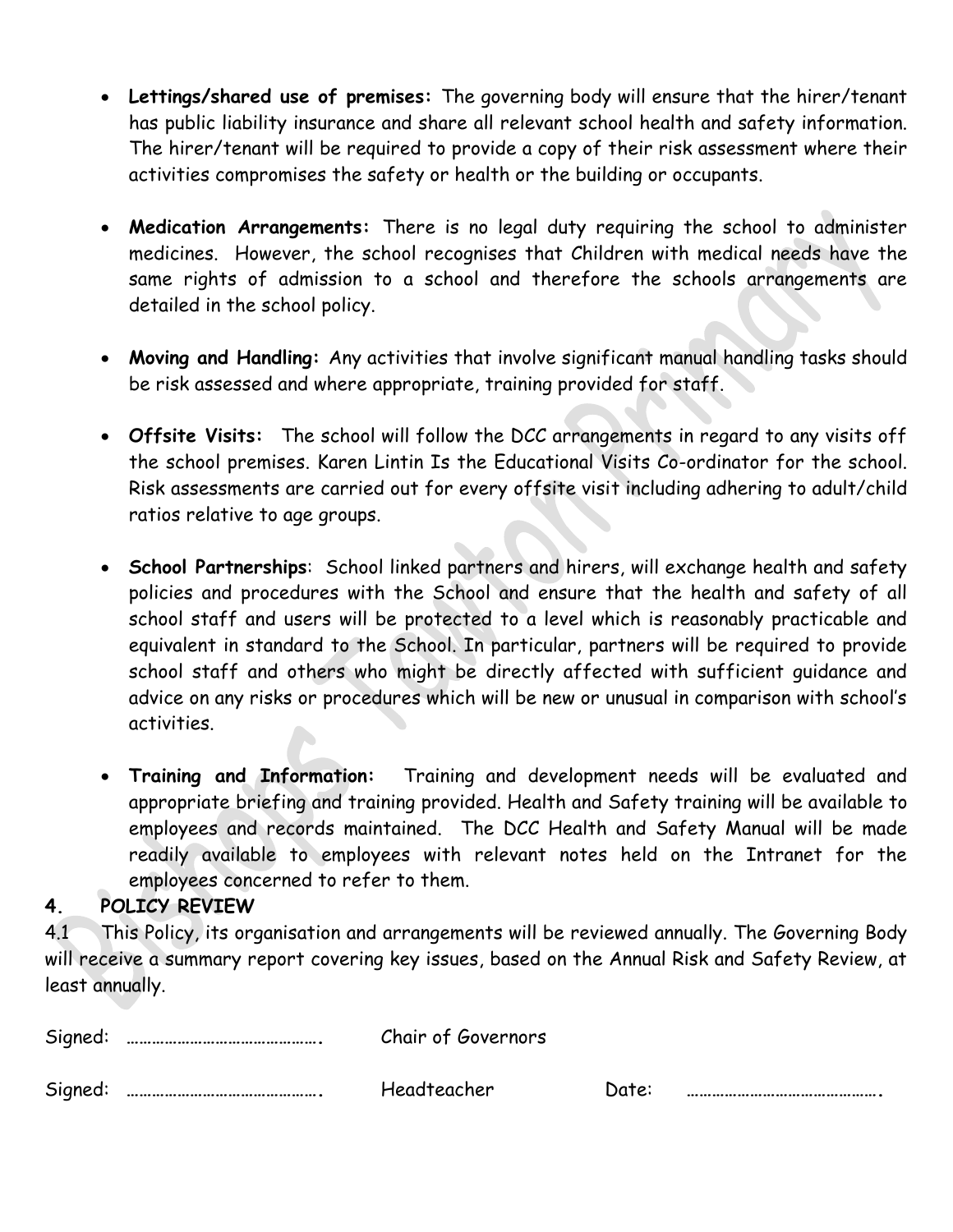- **Lettings/shared use of premises:** The governing body will ensure that the hirer/tenant has public liability insurance and share all relevant school health and safety information. The hirer/tenant will be required to provide a copy of their risk assessment where their activities compromises the safety or health or the building or occupants.

- **Medication Arrangements:** There is no legal duty requiring the school to administer medicines. However, the school recognises that Children with medical needs have the same rights of admission to a school and therefore the schools arrangements are detailed in the school policy.

- **Moving and Handling:** Any activities that involve significant manual handling tasks should be risk assessed and where appropriate, training provided for staff.

- **Offsite Visits:** The school will follow the DCC arrangements in regard to any visits off the school premises. Karen Lintin Is the Educational Visits Co-ordinator for the school. Risk assessments are carried out for every offsite visit including adhering to adult/child ratios relative to age groups.

- **School Partnerships**: School linked partners and hirers, will exchange health and safety policies and procedures with the School and ensure that the health and safety of all school staff and users will be protected to a level which is reasonably practicable and equivalent in standard to the School. In particular, partners will be required to provide school staff and others who might be directly affected with sufficient guidance and advice on any risks or procedures which will be new or unusual in comparison with school's activities.

- **Training and Information:** Training and development needs will be evaluated and appropriate briefing and training provided. Health and Safety training will be available to employees and records maintained. The DCC Health and Safety Manual will be made readily available to employees with relevant notes held on the Intranet for the employees concerned to refer to them.

## 4. POLICY REVIEW

4.1 This Policy, its organisation and arrangements will be reviewed annually. The Governing Body will receive a summary report covering key issues, based on the Annual Risk and Safety Review, at least annually.

Signed: ……………………………………. Chair of Governors

Signed: ……………………………………. Headteacher Date: …………………………………….